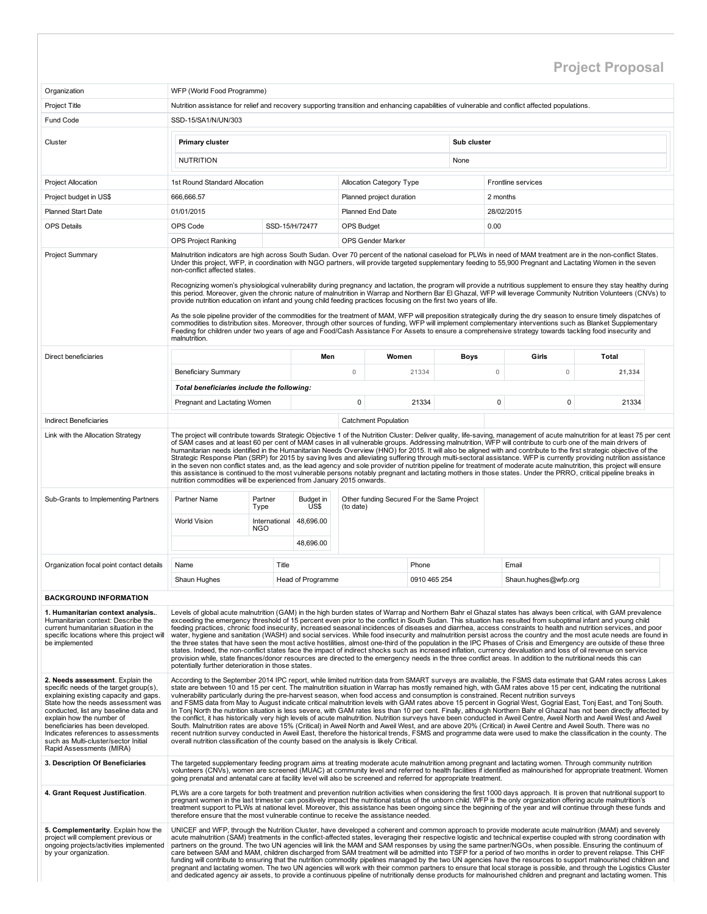# Project Proposal

| | | | | | | |
|---|---|---|---|---|---|---|
| Organization | WFP (World Food Programme) | | | | | |
| Project Title | Nutrition assistance for relief and recovery supporting transition and enhancing capabilities of vulnerable and conflict affected populations. | | | | | |
| Fund Code | SSD-15/SA1/N/UN/303 | | | | | |
| Cluster | **Primary cluster**: NUTRITION | | | **Sub cluster**: None | | |
| Project Allocation | 1st Round Standard Allocation | | Allocation Category Type | | Frontline services | |
| Project budget in US$ | 666,666.57 | | Planned project duration | | 2 months | |
| Planned Start Date | 01/01/2015 | | Planned End Date | | 28/02/2015 | |
| OPS Details | OPS Code | SSD-15/H/72477 | OPS Budget | | 0.00 | |
| | OPS Project Ranking | | OPS Gender Marker | | | |

**Project Summary**

Malnutrition indicators are high across South Sudan. Over 70 percent of the national caseload for PLWs in need of MAM treatment are in the non-conflict States. Under this project, WFP, in coordination with NGO partners, will provide targeted supplementary feeding to 55,900 Pregnant and Lactating Women in the seven non-conflict affected states.

Recognizing women's physiological vulnerability during pregnancy and lactation, the program will provide a nutritious supplement to ensure they stay healthy during this period. Moreover, given the chronic nature of malnutrition in Warrap and Northern Bar El Ghazal, WFP will leverage Community Nutrition Volunteers (CNVs) to provide nutrition education on infant and young child feeding practices focusing on the first two years of life.

As the sole pipeline provider of the commodities for the treatment of MAM, WFP will preposition strategically during the dry season to ensure timely dispatches of commodities to distribution sites. Moreover, through other sources of funding, WFP will implement complementary interventions such as Blanket Supplementary Feeding for children under two years of age and Food/Cash Assistance For Assets to ensure a comprehensive strategy towards tackling food insecurity and malnutrition.

**Direct beneficiaries**

| | Men | Women | Boys | Girls | Total |
|---|---|---|---|---|---|
| Beneficiary Summary | 0 | 21334 | 0 | 0 | **21,334** |
| ***Total beneficiaries include the following:*** | | | | | |
| Pregnant and Lactating Women | 0 | 21334 | 0 | 0 | 21334 |

| Indirect Beneficiaries | | Catchment Population | |
|---|---|---|---|

**Link with the Allocation Strategy**

The project will contribute towards Strategic Objective 1 of the Nutrition Cluster: Deliver quality, life-saving, management of acute malnutrition for at least 75 per cent of SAM cases and at least 60 per cent of MAM cases in all vulnerable groups. Addressing malnutrition, WFP will contribute to curb one of the main drivers of humanitarian needs identified in the Humanitarian Needs Overview (HNO) for 2015. It will also be aligned with and contribute to the first strategic objective of the Strategic Response Plan (SRP) for 2015 by saving lives and alleviating suffering through multi-sectoral assistance. WFP is currently providing nutrition assistance in the seven non conflict states and, as the lead agency and sole provider of nutrition pipeline for treatment of moderate acute malnutrition, this project will ensure this assistance is continued to the most vulnerable persons notably pregnant and lactating mothers in those states. Under the PRRO, critical pipeline breaks in nutrition commodities will be experienced from January 2015 onwards.

**Sub-Grants to Implementing Partners**

| Partner Name | Partner Type | Budget in US$ | Other funding Secured For the Same Project (to date) |
|---|---|---|---|
| World Vision | International NGO | 48,696.00 | |
| | | 48,696.00 | |

**Organization focal point contact details**

| Name | Title | Phone | Email |
|---|---|---|---|
| Shaun Hughes | Head of Programme | 0910 465 254 | Shaun.hughes@wfp.org |

## BACKGROUND INFORMATION

**1. Humanitarian context analysis.**. Humanitarian context: Describe the current humanitarian situation in the specific locations where this project will be implemented

Levels of global acute malnutrition (GAM) in the high burden states of Warrap and Northern Bahr el Ghazal states has always been critical, with GAM prevalence exceeding the emergency threshold of 15 percent even prior to the conflict in South Sudan. This situation has resulted from suboptimal infant and young child feeding practices, chronic food insecurity, increased seasonal incidences of diseases and diarrhea, access constraints to health and nutrition services, and poor water, hygiene and sanitation (WASH) and social services. While food insecurity and malnutrition persist across the country and the most acute needs are found in the three states that have seen the most active hostilities, almost one-third of the population in the IPC Phases of Crisis and Emergency are outside of these three states. Indeed, the non-conflict states face the impact of indirect shocks such as increased inflation, currency devaluation and loss of oil revenue on service provision while, state finances/donor resources are directed to the emergency needs in the three conflict areas. In addition to the nutritional needs this can potentially further deterioration in those states.

**2. Needs assessment**. Explain the specific needs of the target group(s), explaining existing capacity and gaps. State how the needs assessment was conducted, list any baseline data and explain how the number of beneficiaries has been developed. Indicates references to assessments such as Multi-cluster/sector Initial Rapid Assessments (MIRA)

According to the September 2014 IPC report, while limited nutrition data from SMART surveys are available, the FSMS data estimate that GAM rates across Lakes state are between 10 and 15 per cent. The malnutrition situation in Warrap has mostly remained high, with GAM rates above 15 per cent, indicating the nutritional vulnerability particularly during the pre-harvest season, when food access and consumption is constrained. Recent nutrition surveys and FSMS data from May to August indicate critical malnutrition levels with GAM rates above 15 percent in Gogrial West, Gogrial East, Tonj East, and Tonj South. In Tonj North the nutrition situation is less severe, with GAM rates less than 10 per cent. Finally, although Northern Bahr el Ghazal has not been directly affected by the conflict, it has historically very high levels of acute malnutrition. Nutrition surveys have been conducted in Aweil Centre, Aweil North and Aweil West and Aweil South. Malnutrition rates are above 15% (Critical) in Aweil North and Aweil West, and are above 20% (Critical) in Aweil Centre and Aweil South. There was no recent nutrition survey conducted in Aweil East, therefore the historical trends, FSMS and programme data were used to make the classification in the county. The overall nutrition classification of the county based on the analysis is likely Critical.

**3. Description Of Beneficiaries**

The targeted supplementary feeding program aims at treating moderate acute malnutrition among pregnant and lactating women. Through community nutrition volunteers (CNVs), women are screened (MUAC) at community level and referred to health facilities if identified as malnourished for appropriate treatment. Women going prenatal and antenatal care at facility level will also be screened and referred for appropriate treatment.

**4. Grant Request Justification**.

PLWs are a core targets for both treatment and prevention nutrition activities when considering the first 1000 days approach. It is proven that nutritional support to pregnant women in the last trimester can positively impact the nutritional status of the unborn child. WFP is the only organization offering acute malnutrition's treatment support to PLWs at national level. Moreover, this assistance has been ongoing since the beginning of the year and will continue through these funds and therefore ensure that the most vulnerable continue to receive the assistance needed.

**5. Complementarity**. Explain how the project will complement previous or ongoing projects/activities implemented by your organization.

UNICEF and WFP, through the Nutrition Cluster, have developed a coherent and common approach to provide moderate acute malnutrition (MAM) and severely acute malnutrition (SAM) treatments in the conflict-affected states, leveraging their respective logistic and technical expertise coupled with strong coordination with partners on the ground. The two UN agencies will link the MAM and SAM responses by using the same partner/NGOs, when possible. Ensuring the continuum of care between SAM and MAM, children discharged from SAM treatment will be admitted into TSFP for a period of two months in order to prevent relapse. This CHF funding will contribute to ensuring that the nutrition commodity pipelines managed by the two UN agencies have the resources to support malnourished children and pregnant and lactating women. The two UN agencies will work with their common partners to ensure that local storage is possible, and through the Logistics Cluster and dedicated agency air assets, to provide a continuous pipeline of nutritionally dense products for malnourished children and pregnant and lactating women. This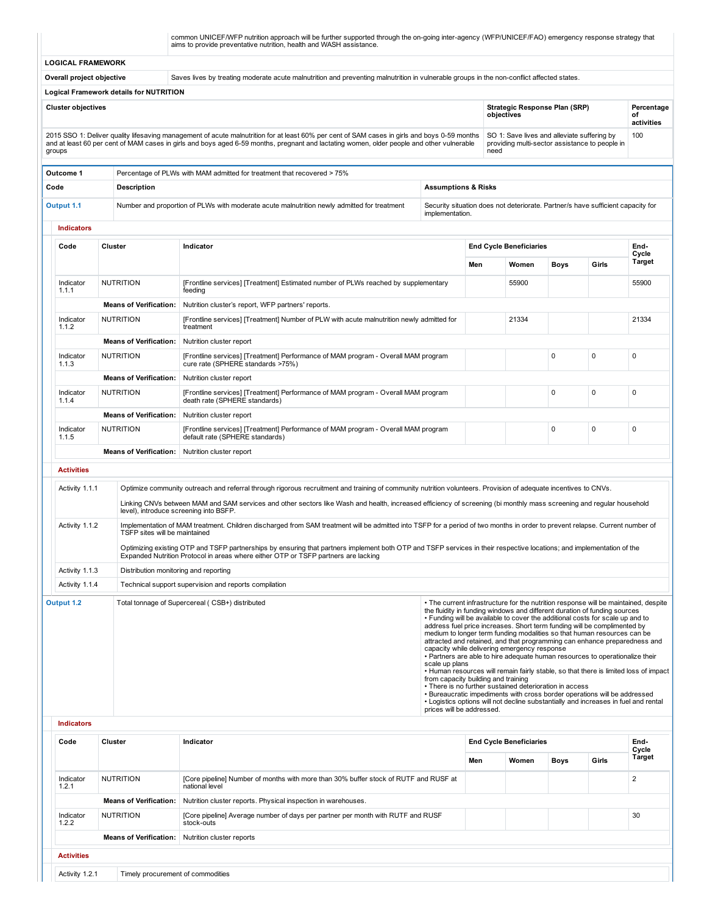common UNICEF/WFP nutrition approach will be further supported through the on-going inter-agency (WFP/UNICEF/FAO) emergency response strategy that aims to provide preventative nutrition, health and WASH assistance.

**LOGICAL FRAMEWORK**

| | |
|---|---|
| **Overall project objective** | Saves lives by treating moderate acute malnutrition and preventing malnutrition in vulnerable groups in the non-conflict affected states. |

**Logical Framework details for NUTRITION**

| Cluster objectives | Strategic Response Plan (SRP) objectives | Percentage of activities |
|---|---|---|
| 2015 SSO 1: Deliver quality lifesaving management of acute malnutrition for at least 60% per cent of SAM cases in girls and boys 0-59 months and at least 60 per cent of MAM cases in girls and boys aged 6-59 months, pregnant and lactating women, older people and other vulnerable groups | SO 1: Save lives and alleviate suffering by providing multi-sector assistance to people in need | 100 |

| | | |
|---|---|---|
| **Outcome 1** | Percentage of PLWs with MAM admitted for treatment that recovered > 75% | |
| **Code** | **Description** | **Assumptions & Risks** |
| **Output 1.1** | Number and proportion of PLWs with moderate acute malnutrition newly admitted for treatment | Security situation does not deteriorate. Partner/s have sufficient capacity for implementation. |

**Indicators**

| Code | Cluster | Indicator | End Cycle Beneficiaries | | | | End-Cycle Target |
|---|---|---|---|---|---|---|---|
| | | | Men | Women | Boys | Girls | |
| Indicator 1.1.1 | NUTRITION | [Frontline services] [Treatment] Estimated number of PLWs reached by supplementary feeding | | 55900 | | | 55900 |
| | **Means of Verification:** | Nutrition cluster's report, WFP partners' reports. | | | | | |
| Indicator 1.1.2 | NUTRITION | [Frontline services] [Treatment] Number of PLW with acute malnutrition newly admitted for treatment | | 21334 | | | 21334 |
| | **Means of Verification:** | Nutrition cluster report | | | | | |
| Indicator 1.1.3 | NUTRITION | [Frontline services] [Treatment] Performance of MAM program - Overall MAM program cure rate (SPHERE standards >75%) | | | 0 | 0 | 0 |
| | **Means of Verification:** | Nutrition cluster report | | | | | |
| Indicator 1.1.4 | NUTRITION | [Frontline services] [Treatment] Performance of MAM program - Overall MAM program death rate (SPHERE standards) | | | 0 | 0 | 0 |
| | **Means of Verification:** | Nutrition cluster report | | | | | |
| Indicator 1.1.5 | NUTRITION | [Frontline services] [Treatment] Performance of MAM program - Overall MAM program default rate (SPHERE standards) | | | 0 | 0 | 0 |
| | **Means of Verification:** | Nutrition cluster report | | | | | |

**Activities**

| | |
|---|---|
| Activity 1.1.1 | Optimize community outreach and referral through rigorous recruitment and training of community nutrition volunteers. Provision of adequate incentives to CNVs.<br><br>Linking CNVs between MAM and SAM services and other sectors like Wash and health, increased efficiency of screening (bi monthly mass screening and regular household level), introduce screening into BSFP. |
| Activity 1.1.2 | Implementation of MAM treatment. Children discharged from SAM treatment will be admitted into TSFP for a period of two months in order to prevent relapse. Current number of TSFP sites will be maintained<br><br>Optimizing existing OTP and TSFP partnerships by ensuring that partners implement both OTP and TSFP services in their respective locations; and implementation of the Expanded Nutrition Protocol in areas where either OTP or TSFP partners are lacking |
| Activity 1.1.3 | Distribution monitoring and reporting |
| Activity 1.1.4 | Technical support supervision and reports compilation |

| | | |
|---|---|---|
| **Output 1.2** | Total tonnage of Supercereal ( CSB+) distributed | • The current infrastructure for the nutrition response will be maintained, despite the fluidity in funding windows and different duration of funding sources<br>• Funding will be available to cover the additional costs for scale up and to address fuel price increases. Short term funding will be complimented by medium to longer term funding modalities so that human resources can be attracted and retained, and that programming can enhance preparedness and capacity while delivering emergency response<br>• Partners are able to hire adequate human resources to operationalize their scale up plans<br>• Human resources will remain fairly stable, so that there is limited loss of impact from capacity building and training<br>• There is no further sustained deterioration in access<br>• Bureaucratic impediments with cross border operations will be addressed<br>• Logistics options will not decline substantially and increases in fuel and rental prices will be addressed. |

**Indicators**

| Code | Cluster | Indicator | End Cycle Beneficiaries | | | | End-Cycle Target |
|---|---|---|---|---|---|---|---|
| | | | Men | Women | Boys | Girls | |
| Indicator 1.2.1 | NUTRITION | [Core pipeline] Number of months with more than 30% buffer stock of RUTF and RUSF at national level | | | | | 2 |
| | **Means of Verification:** | Nutrition cluster reports. Physical inspection in warehouses. | | | | | |
| Indicator 1.2.2 | NUTRITION | [Core pipeline] Average number of days per partner per month with RUTF and RUSF stock-outs | | | | | 30 |
| | **Means of Verification:** | Nutrition cluster reports | | | | | |

**Activities**

| | |
|---|---|
| Activity 1.2.1 | Timely procurement of commodities |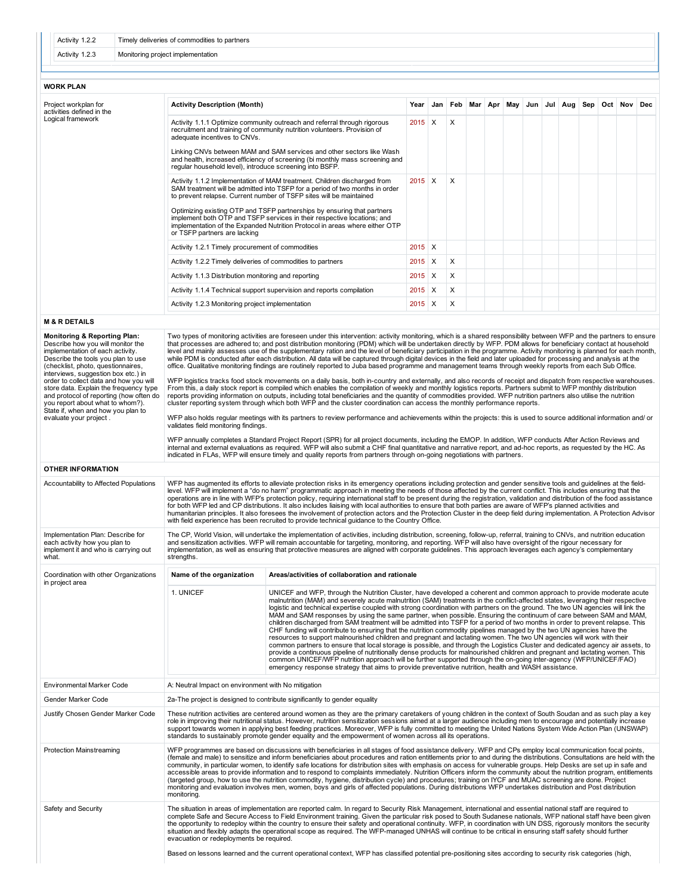| | |
|---|---|
| Activity 1.2.2 | Timely deliveries of commodities to partners |
| Activity 1.2.3 | Monitoring project implementation |

**WORK PLAN**

Project workplan for activities defined in the Logical framework

| Activity Description (Month) | Year | Jan | Feb | Mar | Apr | May | Jun | Jul | Aug | Sep | Oct | Nov | Dec |
|---|---|---|---|---|---|---|---|---|---|---|---|---|---|
| Activity 1.1.1 Optimize community outreach and referral through rigorous recruitment and training of community nutrition volunteers. Provision of adequate incentives to CNVs.<br><br>Linking CNVs between MAM and SAM services and other sectors like Wash and health, increased efficiency of screening (bi monthly mass screening and regular household level), introduce screening into BSFP. | 2015 | X | X | | | | | | | | | | |
| Activity 1.1.2 Implementation of MAM treatment. Children discharged from SAM treatment will be admitted into TSFP for a period of two months in order to prevent relapse. Current number of TSFP sites will be maintained<br><br>Optimizing existing OTP and TSFP partnerships by ensuring that partners implement both OTP and TSFP services in their respective locations; and implementation of the Expanded Nutrition Protocol in areas where either OTP or TSFP partners are lacking | 2015 | X | X | | | | | | | | | | |
| Activity 1.2.1 Timely procurement of commodities | 2015 | X | | | | | | | | | | | |
| Activity 1.2.2 Timely deliveries of commodities to partners | 2015 | X | X | | | | | | | | | | |
| Activity 1.1.3 Distribution monitoring and reporting | 2015 | X | X | | | | | | | | | | |
| Activity 1.1.4 Technical support supervision and reports compilation | 2015 | X | X | | | | | | | | | | |
| Activity 1.2.3 Monitoring project implementation | 2015 | X | X | | | | | | | | | | |

**M & R DETAILS**

**Monitoring & Reporting Plan:** Describe how you will monitor the implementation of each activity. Describe the tools you plan to use (checklist, photo, questionnaires, interviews, suggestion box etc.) in order to collect data and how you will store data. Explain the frequency type and protocol of reporting (how often do you report about what to whom?). State if, when and how you plan to evaluate your project .

Two types of monitoring activities are foreseen under this intervention: activity monitoring, which is a shared responsibility between WFP and the partners to ensure that processes are adhered to; and post distribution monitoring (PDM) which will be undertaken directly by WFP. PDM allows for beneficiary contact at household level and mainly assesses use of the supplementary ration and the level of beneficiary participation in the programme. Activity monitoring is planned for each month, while PDM is conducted after each distribution. All data will be captured through digital devices in the field and later uploaded for processing and analysis at the office. Qualitative monitoring findings are routinely reported to Juba based programme and management teams through weekly reports from each Sub Office.

WFP logistics tracks food stock movements on a daily basis, both in-country and externally, and also records of receipt and dispatch from respective warehouses. From this, a daily stock report is compiled which enables the compilation of weekly and monthly logistics reports. Partners submit to WFP monthly distribution reports providing information on outputs, including total beneficiaries and the quantity of commodities provided. WFP nutrition partners also utilise the nutrition cluster reporting system through which both WFP and the cluster coordination can access the monthly performance reports.

WFP also holds regular meetings with its partners to review performance and achievements within the projects: this is used to source additional information and/ or validates field monitoring findings.

WFP annually completes a Standard Project Report (SPR) for all project documents, including the EMOP. In addition, WFP conducts After Action Reviews and internal and external evaluations as required. WFP will also submit a CHF final quantitative and narrative report, and ad-hoc reports, as requested by the HC. As indicated in FLAs, WFP will ensure timely and quality reports from partners through on-going negotiations with partners.

**OTHER INFORMATION**

**Accountability to Affected Populations**

WFP has augmented its efforts to alleviate protection risks in its emergency operations including protection and gender sensitive tools and guidelines at the field-level. WFP will implement a "do no harm" programmatic approach in meeting the needs of those affected by the current conflict. This includes ensuring that the operations are in line with WFP's protection policy, requiring international staff to be present during the registration, validation and distribution of the food assistance for both WFP led and CP distributions. It also includes liaising with local authorities to ensure that both parties are aware of WFP's planned activities and humanitarian principles. It also foresees the involvement of protection actors and the Protection Cluster in the deep field during implementation. A Protection Advisor with field experience has been recruited to provide technical guidance to the Country Office.

**Implementation Plan: Describe for each activity how you plan to implement it and who is carrying out what.**

The CP, World Vision, will undertake the implementation of activities, including distribution, screening, follow-up, referral, training to CNVs, and nutrition education and sensitization activities. WFP will remain accountable for targeting, monitoring, and reporting. WFP will also have oversight of the rigour necessary for implementation, as well as ensuring that protective measures are aligned with corporate guidelines. This approach leverages each agency's complementary strengths.

**Coordination with other Organizations in project area**

| Name of the organization | Areas/activities of collaboration and rationale |
|---|---|
| 1. UNICEF | UNICEF and WFP, through the Nutrition Cluster, have developed a coherent and common approach to provide moderate acute malnutrition (MAM) and severely acute malnutrition (SAM) treatments in the conflict-affected states, leveraging their respective logistic and technical expertise coupled with strong coordination with partners on the ground. The two UN agencies will link the MAM and SAM responses by using the same partner, when possible. Ensuring the continuum of care between SAM and MAM, children discharged from SAM treatment will be admitted into TSFP for a period of two months in order to prevent relapse. This CHF funding will contribute to ensuring that the nutrition commodity pipelines managed by the two UN agencies have the resources to support malnourished children and pregnant and lactating women. The two UN agencies will work with their common partners to ensure that local storage is possible, and through the Logistics Cluster and dedicated agency air assets, to provide a continuous pipeline of nutritionally dense products for malnourished children and pregnant and lactating women. This common UNICEF/WFP nutrition approach will be further supported through the on-going inter-agency (WFP/UNICEF/FAO) emergency response strategy that aims to provide preventative nutrition, health and WASH assistance. |

**Environmental Marker Code**

A: Neutral Impact on environment with No mitigation

**Gender Marker Code**

2a-The project is designed to contribute significantly to gender equality

**Justify Chosen Gender Marker Code**

These nutrition activities are centered around women as they are the primary caretakers of young children in the context of South Soudan and as such play a key role in improving their nutritional status. However, nutrition sensitization sessions aimed at a larger audience including men to encourage and potentially increase support towards women in applying best feeding practices. Moreover, WFP is fully committed to meeting the United Nations System Wide Action Plan (UNSWAP) standards to sustainably promote gender equality and the empowerment of women across all its operations.

**Protection Mainstreaming**

WFP programmes are based on discussions with beneficiaries in all stages of food assistance delivery. WFP and CPs employ local communication focal points, (female and male) to sensitize and inform beneficiaries about procedures and ration entitlements prior to and during the distributions. Consultations are held with the community, in particular women, to identify safe locations for distribution sites with emphasis on access for vulnerable groups. Help Desks are set up in safe and accessible areas to provide information and to respond to complaints immediately. Nutrition Officers inform the community about the nutrition program, entitlements (targeted group, how to use the nutrition commodity, hygiene, distribution cycle) and procedures; training on IYCF and MUAC screening are done. Project monitoring and evaluation involves men, women, boys and girls of affected populations. During distributions WFP undertakes distribution and Post distribution monitoring.

**Safety and Security**

The situation in areas of implementation are reported calm. In regard to Security Risk Management, international and essential national staff are required to complete Safe and Secure Access to Field Environment training. Given the particular risk posed to South Sudanese nationals, WFP national staff have been given the opportunity to redeploy within the country to ensure their safety and operational continuity. WFP, in coordination with UN DSS, rigorously monitors the security situation and flexibly adapts the operational scope as required. The WFP-managed UNHAS will continue to be critical in ensuring staff safety should further evacuation or redeployments be required.

Based on lessons learned and the current operational context, WFP has classified potential pre-positioning sites according to security risk categories (high,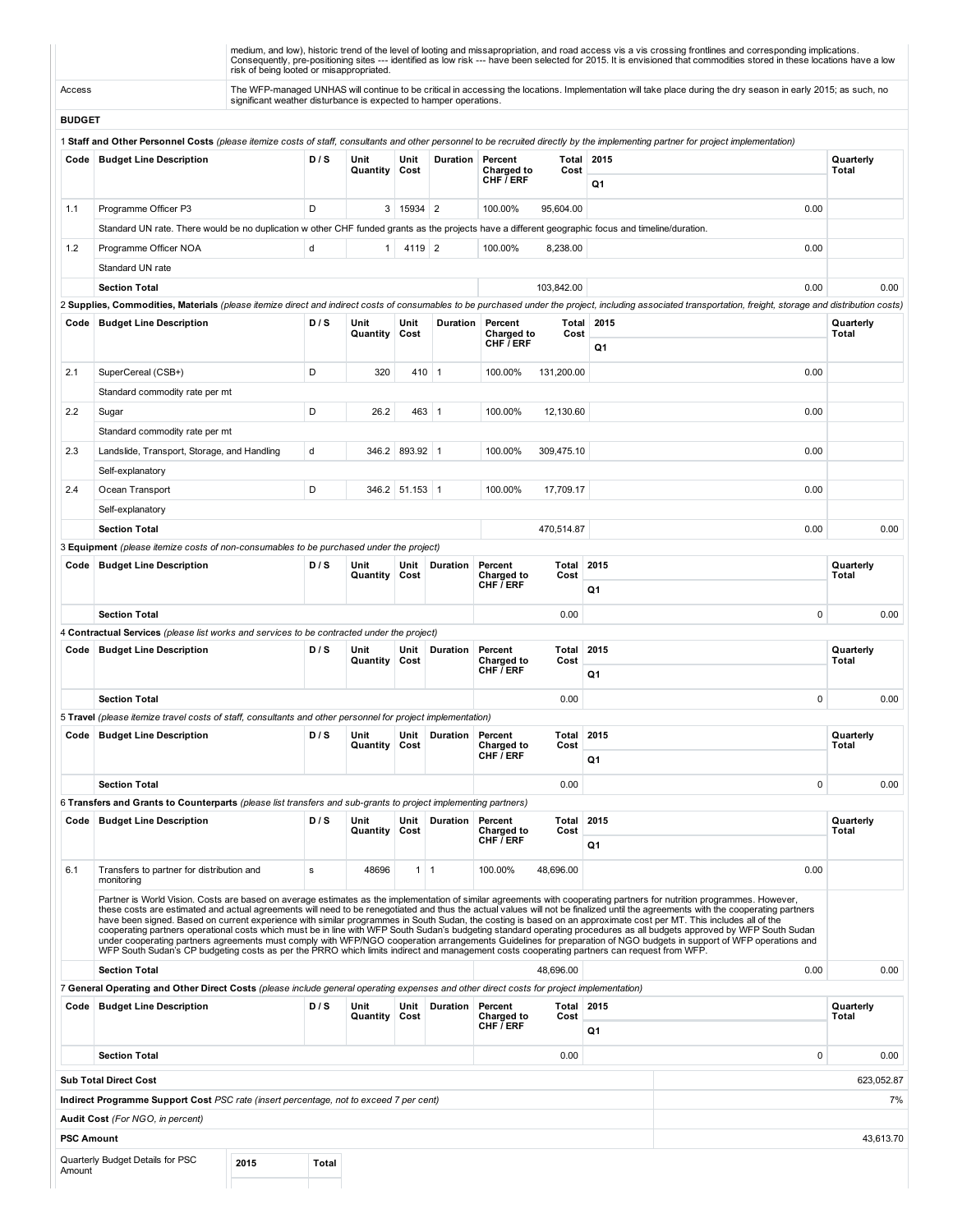| | medium, and low), historic trend of the level of looting and missapropriation, and road access vis a vis crossing frontlines and corresponding implications. Consequently, pre-positioning sites --- identified as low risk --- have been selected for 2015. It is envisioned that commodities stored in these locations have a low risk of being looted or misappropriated. |
|---|---|
| Access | The WFP-managed UNHAS will continue to be critical in accessing the locations. Implementation will take place during the dry season in early 2015; as such, no significant weather disturbance is expected to hamper operations. |

**BUDGET**

1 **Staff and Other Personnel Costs** *(please itemize costs of staff, consultants and other personnel to be recruited directly by the implementing partner for project implementation)*

| Code | Budget Line Description | D / S | Unit Quantity | Unit Cost | Duration | Percent Charged to CHF / ERF | Total Cost | 2015 Q1 | Quarterly Total |
|---|---|---|---|---|---|---|---|---|---|
| 1.1 | Programme Officer P3 | D | 3 | 15934 | 2 | 100.00% | 95,604.00 | 0.00 | |
| | Standard UN rate. There would be no duplication w other CHF funded grants as the projects have a different geographic focus and timeline/duration. | | | | | | | | |
| 1.2 | Programme Officer NOA | d | 1 | 4119 | 2 | 100.00% | 8,238.00 | 0.00 | |
| | Standard UN rate | | | | | | | | |
| | **Section Total** | | | | | | 103,842.00 | 0.00 | 0.00 |

2 **Supplies, Commodities, Materials** *(please itemize direct and indirect costs of consumables to be purchased under the project, including associated transportation, freight, storage and distribution costs)*

| Code | Budget Line Description | D / S | Unit Quantity | Unit Cost | Duration | Percent Charged to CHF / ERF | Total Cost | 2015 Q1 | Quarterly Total |
|---|---|---|---|---|---|---|---|---|---|
| 2.1 | SuperCereal (CSB+) | D | 320 | 410 | 1 | 100.00% | 131,200.00 | 0.00 | |
| | Standard commodity rate per mt | | | | | | | | |
| 2.2 | Sugar | D | 26.2 | 463 | 1 | 100.00% | 12,130.60 | 0.00 | |
| | Standard commodity rate per mt | | | | | | | | |
| 2.3 | Landslide, Transport, Storage, and Handling | d | 346.2 | 893.92 | 1 | 100.00% | 309,475.10 | 0.00 | |
| | Self-explanatory | | | | | | | | |
| 2.4 | Ocean Transport | D | 346.2 | 51.153 | 1 | 100.00% | 17,709.17 | 0.00 | |
| | Self-explanatory | | | | | | | | |
| | **Section Total** | | | | | | 470,514.87 | 0.00 | 0.00 |

3 **Equipment** *(please itemize costs of non-consumables to be purchased under the project)*

| Code | Budget Line Description | D / S | Unit Quantity | Unit Cost | Duration | Percent Charged to CHF / ERF | Total Cost | 2015 Q1 | Quarterly Total |
|---|---|---|---|---|---|---|---|---|---|
| | **Section Total** | | | | | | 0.00 | 0 | 0.00 |

4 **Contractual Services** *(please list works and services to be contracted under the project)*

| Code | Budget Line Description | D / S | Unit Quantity | Unit Cost | Duration | Percent Charged to CHF / ERF | Total Cost | 2015 Q1 | Quarterly Total |
|---|---|---|---|---|---|---|---|---|---|
| | **Section Total** | | | | | | 0.00 | 0 | 0.00 |

5 **Travel** *(please itemize travel costs of staff, consultants and other personnel for project implementation)*

| Code | Budget Line Description | D / S | Unit Quantity | Unit Cost | Duration | Percent Charged to CHF / ERF | Total Cost | 2015 Q1 | Quarterly Total |
|---|---|---|---|---|---|---|---|---|---|
| | **Section Total** | | | | | | 0.00 | 0 | 0.00 |

6 **Transfers and Grants to Counterparts** *(please list transfers and sub-grants to project implementing partners)*

| Code | Budget Line Description | D / S | Unit Quantity | Unit Cost | Duration | Percent Charged to CHF / ERF | Total Cost | 2015 Q1 | Quarterly Total |
|---|---|---|---|---|---|---|---|---|---|
| 6.1 | Transfers to partner for distribution and monitoring | s | 48696 | 1 | 1 | 100.00% | 48,696.00 | 0.00 | |
| | Partner is World Vision. Costs are based on average estimates as the implementation of similar agreements with cooperating partners for nutrition programmes. However, these costs are estimated and actual agreements will need to be renegotiated and thus the actual values will not be finalized until the agreements with the cooperating partners have been signed. Based on current experience with similar programmes in South Sudan, the costing is based on an approximate cost per MT. This includes all of the cooperating partners operational costs which must be in line with WFP South Sudan's budgeting standard operating procedures as all budgets approved by WFP South Sudan under cooperating partners agreements must comply with WFP/NGO cooperation arrangements Guidelines for preparation of NGO budgets in support of WFP operations and WFP South Sudan's CP budgeting costs as per the PRRO which limits indirect and management costs cooperating partners can request from WFP. | | | | | | | | |
| | **Section Total** | | | | | | 48,696.00 | 0.00 | 0.00 |

7 **General Operating and Other Direct Costs** *(please include general operating expenses and other direct costs for project implementation)*

| Code | Budget Line Description | D / S | Unit Quantity | Unit Cost | Duration | Percent Charged to CHF / ERF | Total Cost | 2015 Q1 | Quarterly Total |
|---|---|---|---|---|---|---|---|---|---|
| | **Section Total** | | | | | | 0.00 | 0 | 0.00 |

| | |
|---|---|
| **Sub Total Direct Cost** | 623,052.87 |
| **Indirect Programme Support Cost** *PSC rate (insert percentage, not to exceed 7 per cent)* | 7% |
| **Audit Cost** *(For NGO, in percent)* | |
| **PSC Amount** | 43,613.70 |

| Quarterly Budget Details for PSC Amount | 2015 | Total |
|---|---|---|
| | | |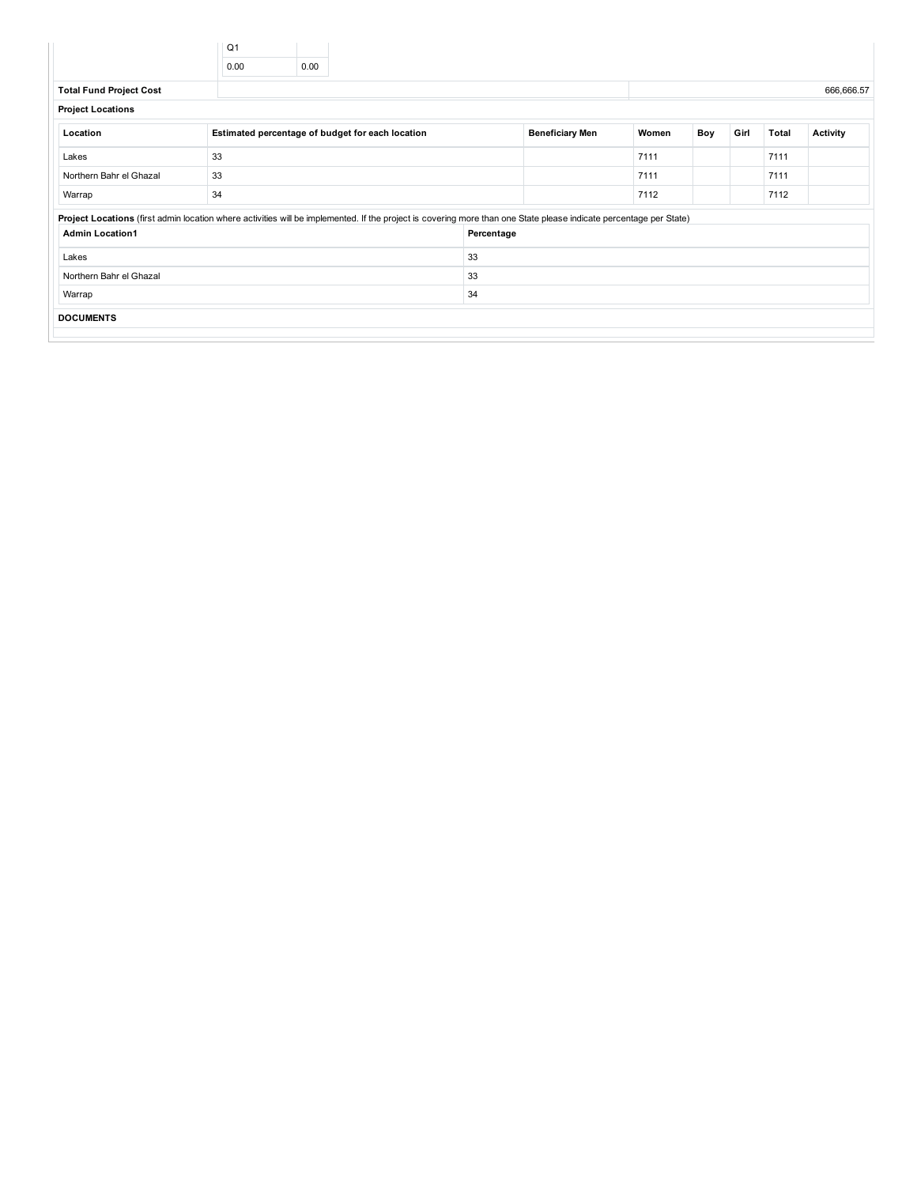| Q1 | |
|---|---|
| 0.00 | 0.00 |

| Total Fund Project Cost | 666,666.57 |
|---|---|

**Project Locations**

| Location | Estimated percentage of budget for each location | Beneficiary Men | Women | Boy | Girl | Total | Activity |
|---|---|---|---|---|---|---|---|
| Lakes | 33 | | 7111 | | | 7111 | |
| Northern Bahr el Ghazal | 33 | | 7111 | | | 7111 | |
| Warrap | 34 | | 7112 | | | 7112 | |

**Project Locations** (first admin location where activities will be implemented. If the project is covering more than one State please indicate percentage per State)

| Admin Location1 | Percentage |
|---|---|
| Lakes | 33 |
| Northern Bahr el Ghazal | 33 |
| Warrap | 34 |

**DOCUMENTS**